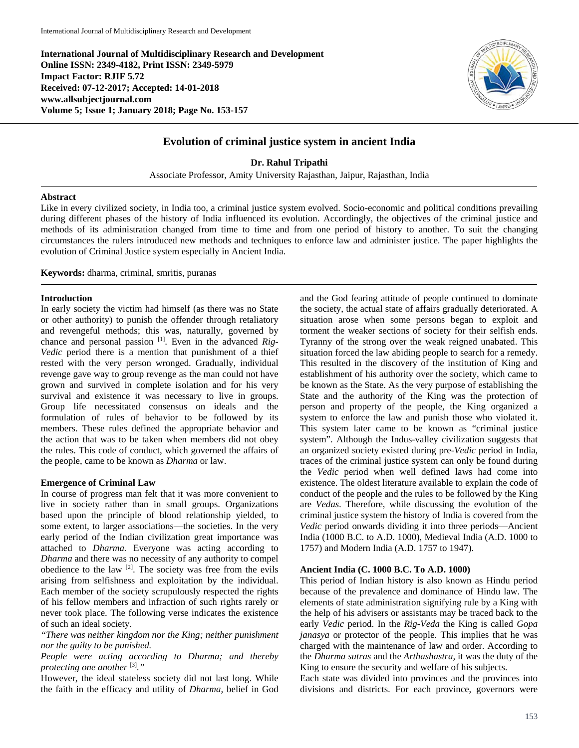**International Journal of Multidisciplinary Research and Development**
**Online ISSN: 2349-4182, Print ISSN: 2349-5979**
**Impact Factor: RJIF 5.72**
**Received: 07-12-2017; Accepted: 14-01-2018**
**www.allsubjectjournal.com**
**Volume 5; Issue 1; January 2018; Page No. 153-157**

# Evolution of criminal justice system in ancient India

**Dr. Rahul Tripathi**

Associate Professor, Amity University Rajasthan, Jaipur, Rajasthan, India

## Abstract

Like in every civilized society, in India too, a criminal justice system evolved. Socio-economic and political conditions prevailing during different phases of the history of India influenced its evolution. Accordingly, the objectives of the criminal justice and methods of its administration changed from time to time and from one period of history to another. To suit the changing circumstances the rulers introduced new methods and techniques to enforce law and administer justice. The paper highlights the evolution of Criminal Justice system especially in Ancient India.

**Keywords:** dharma, criminal, smritis, puranas

## Introduction

In early society the victim had himself (as there was no State or other authority) to punish the offender through retaliatory and revengeful methods; this was, naturally, governed by chance and personal passion [1]. Even in the advanced *Rig-Vedic* period there is a mention that punishment of a thief rested with the very person wronged. Gradually, individual revenge gave way to group revenge as the man could not have grown and survived in complete isolation and for his very survival and existence it was necessary to live in groups. Group life necessitated consensus on ideals and the formulation of rules of behavior to be followed by its members. These rules defined the appropriate behavior and the action that was to be taken when members did not obey the rules. This code of conduct, which governed the affairs of the people, came to be known as *Dharma* or law.

## Emergence of Criminal Law

In course of progress man felt that it was more convenient to live in society rather than in small groups. Organizations based upon the principle of blood relationship yielded, to some extent, to larger associations—the societies. In the very early period of the Indian civilization great importance was attached to *Dharma.* Everyone was acting according to *Dharma* and there was no necessity of any authority to compel obedience to the law [2]. The society was free from the evils arising from selfishness and exploitation by the individual. Each member of the society scrupulously respected the rights of his fellow members and infraction of such rights rarely or never took place. The following verse indicates the existence of such an ideal society.

*"There was neither kingdom nor the King; neither punishment nor the guilty to be punished.*

*People were acting according to Dharma; and thereby protecting one another* [3]*."*

However, the ideal stateless society did not last long. While the faith in the efficacy and utility of *Dharma,* belief in God and the God fearing attitude of people continued to dominate the society, the actual state of affairs gradually deteriorated. A situation arose when some persons began to exploit and torment the weaker sections of society for their selfish ends. Tyranny of the strong over the weak reigned unabated. This situation forced the law abiding people to search for a remedy. This resulted in the discovery of the institution of King and establishment of his authority over the society, which came to be known as the State. As the very purpose of establishing the State and the authority of the King was the protection of person and property of the people, the King organized a system to enforce the law and punish those who violated it. This system later came to be known as "criminal justice system". Although the Indus-valley civilization suggests that an organized society existed during pre-*Vedic* period in India, traces of the criminal justice system can only be found during the *Vedic* period when well defined laws had come into existence. The oldest literature available to explain the code of conduct of the people and the rules to be followed by the King are *Vedas*. Therefore, while discussing the evolution of the criminal justice system the history of India is covered from the *Vedic* period onwards dividing it into three periods—Ancient India (1000 B.C. to A.D. 1000), Medieval India (A.D. 1000 to 1757) and Modern India (A.D. 1757 to 1947).

## Ancient India (C. 1000 B.C. To A.D. 1000)

This period of Indian history is also known as Hindu period because of the prevalence and dominance of Hindu law. The elements of state administration signifying rule by a King with the help of his advisers or assistants may be traced back to the early *Vedic* period. In the *Rig-Veda* the King is called *Gopa janasya* or protector of the people. This implies that he was charged with the maintenance of law and order. According to the *Dharma sutras* and the *Arthashastra,* it was the duty of the King to ensure the security and welfare of his subjects.

Each state was divided into provinces and the provinces into divisions and districts. For each province, governors were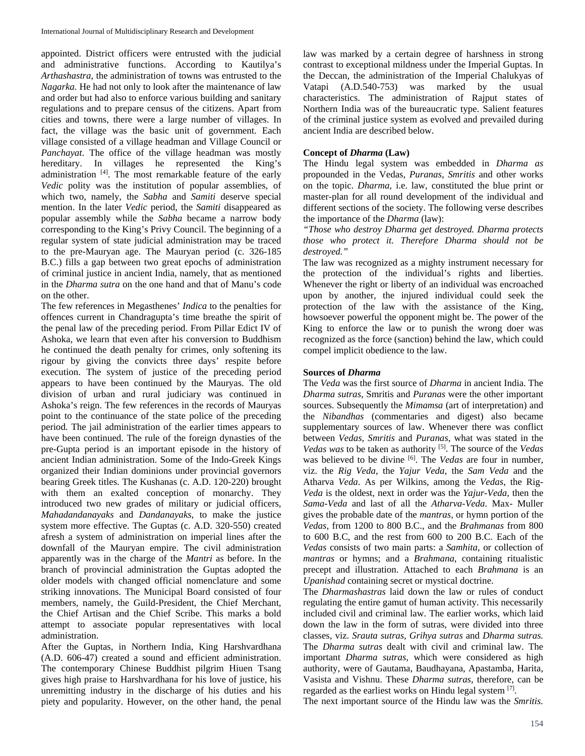appointed. District officers were entrusted with the judicial and administrative functions. According to Kautilya's *Arthashastra*, the administration of towns was entrusted to the *Nagarka.* He had not only to look after the maintenance of law and order but had also to enforce various building and sanitary regulations and to prepare census of the citizens. Apart from cities and towns, there were a large number of villages. In fact, the village was the basic unit of government. Each village consisted of a village headman and Village Council or *Panchayat*. The office of the village headman was mostly hereditary. In villages he represented the King's administration [4]. The most remarkable feature of the early *Vedic* polity was the institution of popular assemblies, of which two, namely, the *Sabha* and *Samiti* deserve special mention. In the later *Vedic* period, the *Samiti* disappeared as popular assembly while the *Sabha* became a narrow body corresponding to the King's Privy Council. The beginning of a regular system of state judicial administration may be traced to the pre-Mauryan age. The Mauryan period (c. 326-185 B.C.) fills a gap between two great epochs of administration of criminal justice in ancient India, namely, that as mentioned in the *Dharma sutra* on the one hand and that of Manu's code on the other.

The few references in Megasthenes' *Indica* to the penalties for offences current in Chandragupta's time breathe the spirit of the penal law of the preceding period. From Pillar Edict IV of Ashoka, we learn that even after his conversion to Buddhism he continued the death penalty for crimes, only softening its rigour by giving the convicts three days' respite before execution. The system of justice of the preceding period appears to have been continued by the Mauryas. The old division of urban and rural judiciary was continued in Ashoka's reign. The few references in the records of Mauryas point to the continuance of the state police of the preceding period. The jail administration of the earlier times appears to have been continued. The rule of the foreign dynasties of the pre-Gupta period is an important episode in the history of ancient Indian administration. Some of the Indo-Greek Kings organized their Indian dominions under provincial governors bearing Greek titles. The Kushanas (c. A.D. 120-220) brought with them an exalted conception of monarchy. They introduced two new grades of military or judicial officers, *Mahadandanayaks* and *Dandanayaks*, to make the justice system more effective. The Guptas (c. A.D. 320-550) created afresh a system of administration on imperial lines after the downfall of the Mauryan empire. The civil administration apparently was in the charge of the *Mantri* as before. In the branch of provincial administration the Guptas adopted the older models with changed official nomenclature and some striking innovations. The Municipal Board consisted of four members, namely, the Guild-President, the Chief Merchant, the Chief Artisan and the Chief Scribe. This marks a bold attempt to associate popular representatives with local administration.

After the Guptas, in Northern India, King Harshvardhana (A.D. 606-47) created a sound and efficient administration. The contemporary Chinese Buddhist pilgrim Hiuen Tsang gives high praise to Harshvardhana for his love of justice, his unremitting industry in the discharge of his duties and his piety and popularity. However, on the other hand, the penal law was marked by a certain degree of harshness in strong contrast to exceptional mildness under the Imperial Guptas. In the Deccan, the administration of the Imperial Chalukyas of Vatapi (A.D.540-753) was marked by the usual characteristics. The administration of Rajput states of Northern India was of the bureaucratic type. Salient features of the criminal justice system as evolved and prevailed during ancient India are described below.

**Concept of *Dharma* (Law)**

The Hindu legal system was embedded in *Dharma as* propounded in the Vedas, *Puranas, Smritis* and other works on the topic. *Dharma*, i.e. law, constituted the blue print or master-plan for all round development of the individual and different sections of the society. The following verse describes the importance of the *Dharma* (law):

*"Those who destroy Dharma get destroyed. Dharma protects those who protect it. Therefore Dharma should not be destroyed."*

The law was recognized as a mighty instrument necessary for the protection of the individual's rights and liberties. Whenever the right or liberty of an individual was encroached upon by another, the injured individual could seek the protection of the law with the assistance of the King, howsoever powerful the opponent might be. The power of the King to enforce the law or to punish the wrong doer was recognized as the force (sanction) behind the law, which could compel implicit obedience to the law.

**Sources of *Dharma***

The *Veda* was the first source of *Dharma* in ancient India. The *Dharma sutras*, Smritis and *Puranas* were the other important sources. Subsequently the *Mimamsa* (art of interpretation) and the *Nibandhas* (commentaries and digest) also became supplementary sources of law. Whenever there was conflict between *Vedas*, *Smritis* and *Puranas*, what was stated in the *Vedas was* to be taken as authority [5]. The source of the *Vedas* was believed to be divine [6]. The *Vedas* are four in number, viz. the *Rig Veda*, the *Yajur Veda*, the *Sam Veda* and the Atharva *Veda*. As per Wilkins, among the *Vedas*, the Rig-*Veda* is the oldest, next in order was the *Yajur-Veda*, then the *Sama-Veda* and last of all the *Atharva-Veda*. Max- Muller gives the probable date of the *mantras*, or hymn portion of the *Vedas*, from 1200 to 800 B.C., and the *Brahmanas* from 800 to 600 B.C, and the rest from 600 to 200 B.C. Each of the *Vedas* consists of two main parts: a *Samhita*, or collection of *mantras* or hymns; and a *Brahmana*, containing ritualistic precept and illustration. Attached to each *Brahmana* is an *Upanishad* containing secret or mystical doctrine.

The *Dharmashastras* laid down the law or rules of conduct regulating the entire gamut of human activity. This necessarily included civil and criminal law. The earlier works, which laid down the law in the form of sutras, were divided into three classes, viz. *Srauta sutras*, *Grihya sutras* and *Dharma sutras.* The *Dharma sutras* dealt with civil and criminal law. The important *Dharma sutras*, which were considered as high authority, were of Gautama, Baudhayana, Apastamba, Harita, Vasista and Vishnu. These *Dharma sutras*, therefore, can be regarded as the earliest works on Hindu legal system [7].

The next important source of the Hindu law was the *Smritis.*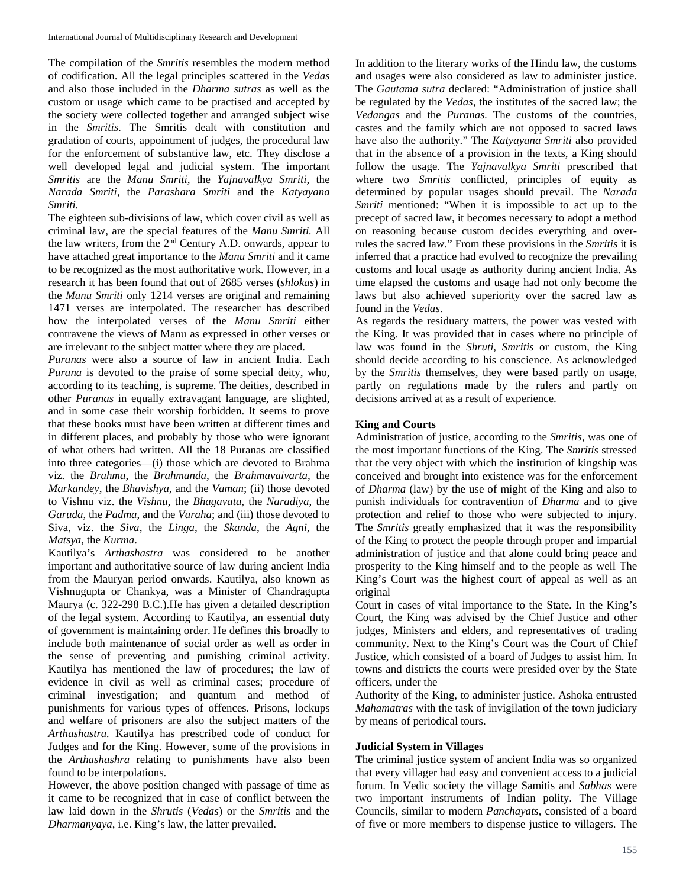The compilation of the *Smritis* resembles the modern method of codification. All the legal principles scattered in the *Vedas* and also those included in the *Dharma sutras* as well as the custom or usage which came to be practised and accepted by the society were collected together and arranged subject wise in the *Smritis*. The Smritis dealt with constitution and gradation of courts, appointment of judges, the procedural law for the enforcement of substantive law, etc. They disclose a well developed legal and judicial system. The important *Smritis* are the *Manu Smriti*, the *Yajnavalkya Smriti*, the *Narada Smriti*, the *Parashara Smriti* and the *Katyayana Smriti*.

The eighteen sub-divisions of law, which cover civil as well as criminal law, are the special features of the *Manu Smriti.* All the law writers, from the 2nd Century A.D. onwards, appear to have attached great importance to the *Manu Smriti* and it came to be recognized as the most authoritative work. However, in a research it has been found that out of 2685 verses (*shlokas*) in the *Manu Smriti* only 1214 verses are original and remaining 1471 verses are interpolated. The researcher has described how the interpolated verses of the *Manu Smriti* either contravene the views of Manu as expressed in other verses or are irrelevant to the subject matter where they are placed.

*Puranas* were also a source of law in ancient India. Each *Purana* is devoted to the praise of some special deity, who, according to its teaching, is supreme. The deities, described in other *Puranas* in equally extravagant language, are slighted, and in some case their worship forbidden. It seems to prove that these books must have been written at different times and in different places, and probably by those who were ignorant of what others had written. All the 18 Puranas are classified into three categories—(i) those which are devoted to Brahma viz. the *Brahma*, the *Brahmanda*, the *Brahmavaivarta*, the *Markandey*, the *Bhavishya*, and the *Vaman*; (ii) those devoted to Vishnu viz. the *Vishnu*, the *Bhagavata*, the *Naradiya*, the *Garuda*, the *Padma*, and the *Varaha*; and (iii) those devoted to Siva, viz. the *Siva*, the *Linga*, the *Skanda*, the *Agni*, the *Matsya*, the *Kurma*.

Kautilya's *Arthashastra* was considered to be another important and authoritative source of law during ancient India from the Mauryan period onwards. Kautilya, also known as Vishnugupta or Chankya, was a Minister of Chandragupta Maurya (c. 322-298 B.C.).He has given a detailed description of the legal system. According to Kautilya, an essential duty of government is maintaining order. He defines this broadly to include both maintenance of social order as well as order in the sense of preventing and punishing criminal activity. Kautilya has mentioned the law of procedures; the law of evidence in civil as well as criminal cases; procedure of criminal investigation; and quantum and method of punishments for various types of offences. Prisons, lockups and welfare of prisoners are also the subject matters of the *Arthashastra.* Kautilya has prescribed code of conduct for Judges and for the King. However, some of the provisions in the *Arthashashra* relating to punishments have also been found to be interpolations.

However, the above position changed with passage of time as it came to be recognized that in case of conflict between the law laid down in the *Shrutis* (*Vedas*) or the *Smritis* and the *Dharmanyaya*, i.e. King's law, the latter prevailed.

In addition to the literary works of the Hindu law, the customs and usages were also considered as law to administer justice. The *Gautama sutra* declared: "Administration of justice shall be regulated by the *Vedas*, the institutes of the sacred law; the *Vedangas* and the *Puranas.* The customs of the countries, castes and the family which are not opposed to sacred laws have also the authority." The *Katyayana Smriti* also provided that in the absence of a provision in the texts, a King should follow the usage. The *Yajnavalkya Smriti* prescribed that where two *Smritis* conflicted, principles of equity as determined by popular usages should prevail. The *Narada Smriti* mentioned: "When it is impossible to act up to the precept of sacred law, it becomes necessary to adopt a method on reasoning because custom decides everything and over-rules the sacred law." From these provisions in the *Smritis* it is inferred that a practice had evolved to recognize the prevailing customs and local usage as authority during ancient India. As time elapsed the customs and usage had not only become the laws but also achieved superiority over the sacred law as found in the *Vedas*.

As regards the residuary matters, the power was vested with the King. It was provided that in cases where no principle of law was found in the *Shruti, Smritis* or custom, the King should decide according to his conscience. As acknowledged by the *Smritis* themselves, they were based partly on usage, partly on regulations made by the rulers and partly on decisions arrived at as a result of experience.

**King and Courts**

Administration of justice, according to the *Smritis*, was one of the most important functions of the King. The *Smritis* stressed that the very object with which the institution of kingship was conceived and brought into existence was for the enforcement of *Dharma* (law) by the use of might of the King and also to punish individuals for contravention of *Dharma* and to give protection and relief to those who were subjected to injury. The *Smritis* greatly emphasized that it was the responsibility of the King to protect the people through proper and impartial administration of justice and that alone could bring peace and prosperity to the King himself and to the people as well The King's Court was the highest court of appeal as well as an original Court in cases of vital importance to the State. In the King's Court, the King was advised by the Chief Justice and other judges, Ministers and elders, and representatives of trading community. Next to the King's Court was the Court of Chief Justice, which consisted of a board of Judges to assist him. In towns and districts the courts were presided over by the State officers, under the Authority of the King, to administer justice. Ashoka entrusted *Mahamatras* with the task of invigilation of the town judiciary by means of periodical tours.

**Judicial System in Villages**

The criminal justice system of ancient India was so organized that every villager had easy and convenient access to a judicial forum. In Vedic society the village Samitis and *Sabhas* were two important instruments of Indian polity. The Village Councils, similar to modern *Panchayats*, consisted of a board of five or more members to dispense justice to villagers. The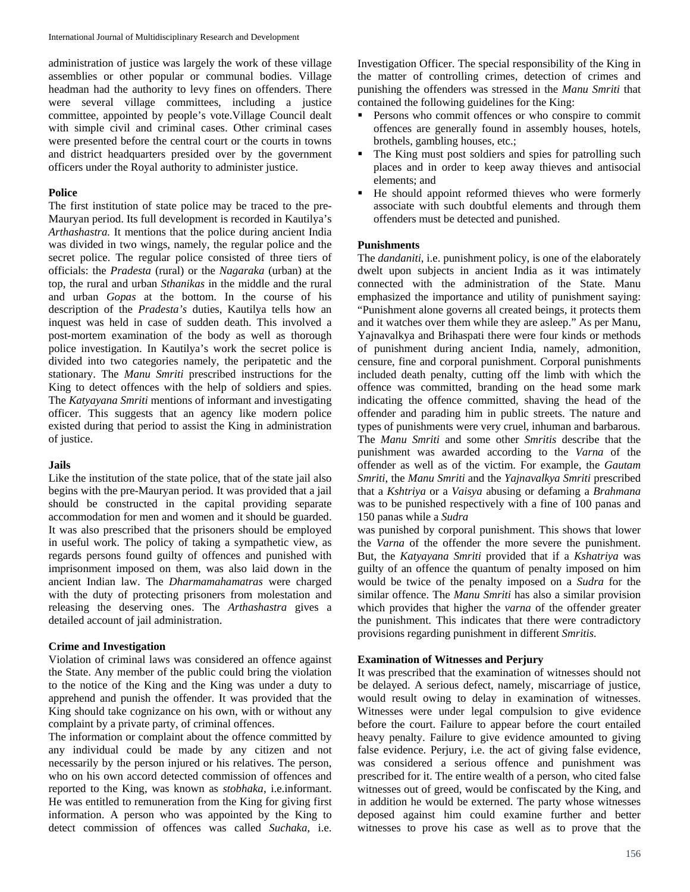administration of justice was largely the work of these village assemblies or other popular or communal bodies. Village headman had the authority to levy fines on offenders. There were several village committees, including a justice committee, appointed by people's vote.Village Council dealt with simple civil and criminal cases. Other criminal cases were presented before the central court or the courts in towns and district headquarters presided over by the government officers under the Royal authority to administer justice.

**Police**

The first institution of state police may be traced to the pre-Mauryan period. Its full development is recorded in Kautilya's *Arthashastra.* It mentions that the police during ancient India was divided in two wings, namely, the regular police and the secret police. The regular police consisted of three tiers of officials: the *Pradesta* (rural) or the *Nagaraka* (urban) at the top, the rural and urban *Sthanikas* in the middle and the rural and urban *Gopas* at the bottom. In the course of his description of the *Pradesta's* duties, Kautilya tells how an inquest was held in case of sudden death. This involved a post-mortem examination of the body as well as thorough police investigation. In Kautilya's work the secret police is divided into two categories namely, the peripatetic and the stationary. The *Manu Smriti* prescribed instructions for the King to detect offences with the help of soldiers and spies. The *Katyayana Smriti* mentions of informant and investigating officer. This suggests that an agency like modern police existed during that period to assist the King in administration of justice.

**Jails**

Like the institution of the state police, that of the state jail also begins with the pre-Mauryan period. It was provided that a jail should be constructed in the capital providing separate accommodation for men and women and it should be guarded. It was also prescribed that the prisoners should be employed in useful work. The policy of taking a sympathetic view, as regards persons found guilty of offences and punished with imprisonment imposed on them, was also laid down in the ancient Indian law. The *Dharmamahamatras* were charged with the duty of protecting prisoners from molestation and releasing the deserving ones. The *Arthashastra* gives a detailed account of jail administration.

**Crime and Investigation**

Violation of criminal laws was considered an offence against the State. Any member of the public could bring the violation to the notice of the King and the King was under a duty to apprehend and punish the offender. It was provided that the King should take cognizance on his own, with or without any complaint by a private party, of criminal offences.

The information or complaint about the offence committed by any individual could be made by any citizen and not necessarily by the person injured or his relatives. The person, who on his own accord detected commission of offences and reported to the King, was known as *stobhaka*, i.e.informant. He was entitled to remuneration from the King for giving first information. A person who was appointed by the King to detect commission of offences was called *Suchaka*, i.e. Investigation Officer. The special responsibility of the King in the matter of controlling crimes, detection of crimes and punishing the offenders was stressed in the *Manu Smriti* that contained the following guidelines for the King:

- Persons who commit offences or who conspire to commit offences are generally found in assembly houses, hotels, brothels, gambling houses, etc.;
- The King must post soldiers and spies for patrolling such places and in order to keep away thieves and antisocial elements; and
- He should appoint reformed thieves who were formerly associate with such doubtful elements and through them offenders must be detected and punished.

**Punishments**

The *dandaniti*, i.e. punishment policy, is one of the elaborately dwelt upon subjects in ancient India as it was intimately connected with the administration of the State. Manu emphasized the importance and utility of punishment saying: "Punishment alone governs all created beings, it protects them and it watches over them while they are asleep." As per Manu, Yajnavalkya and Brihaspati there were four kinds or methods of punishment during ancient India, namely, admonition, censure, fine and corporal punishment. Corporal punishments included death penalty, cutting off the limb with which the offence was committed, branding on the head some mark indicating the offence committed, shaving the head of the offender and parading him in public streets. The nature and types of punishments were very cruel, inhuman and barbarous. The *Manu Smriti* and some other *Smritis* describe that the punishment was awarded according to the *Varna* of the offender as well as of the victim. For example, the *Gautam Smriti*, the *Manu Smriti* and the *Yajnavalkya Smriti* prescribed that a *Kshtriya* or a *Vaisya* abusing or defaming a *Brahmana* was to be punished respectively with a fine of 100 panas and 150 panas while a *Sudra* was punished by corporal punishment. This shows that lower the *Varna* of the offender the more severe the punishment. But, the *Katyayana Smriti* provided that if a *Kshatriya* was guilty of an offence the quantum of penalty imposed on him would be twice of the penalty imposed on a *Sudra* for the similar offence. The *Manu Smriti* has also a similar provision which provides that higher the *varna* of the offender greater the punishment. This indicates that there were contradictory provisions regarding punishment in different *Smritis.*

**Examination of Witnesses and Perjury**

It was prescribed that the examination of witnesses should not be delayed. A serious defect, namely, miscarriage of justice, would result owing to delay in examination of witnesses. Witnesses were under legal compulsion to give evidence before the court. Failure to appear before the court entailed heavy penalty. Failure to give evidence amounted to giving false evidence. Perjury, i.e. the act of giving false evidence, was considered a serious offence and punishment was prescribed for it. The entire wealth of a person, who cited false witnesses out of greed, would be confiscated by the King, and in addition he would be externed. The party whose witnesses deposed against him could examine further and better witnesses to prove his case as well as to prove that the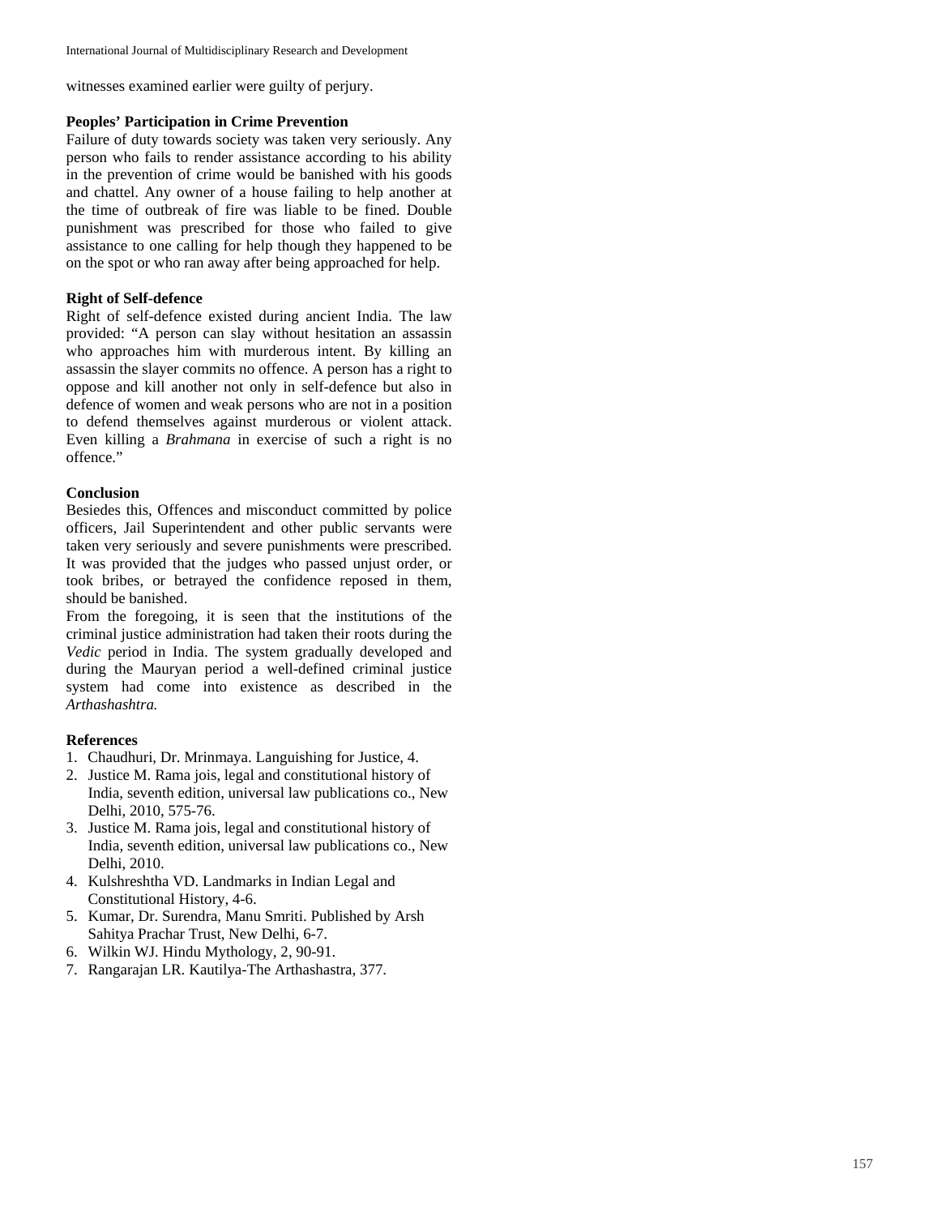witnesses examined earlier were guilty of perjury.

**Peoples' Participation in Crime Prevention**

Failure of duty towards society was taken very seriously. Any person who fails to render assistance according to his ability in the prevention of crime would be banished with his goods and chattel. Any owner of a house failing to help another at the time of outbreak of fire was liable to be fined. Double punishment was prescribed for those who failed to give assistance to one calling for help though they happened to be on the spot or who ran away after being approached for help.

**Right of Self-defence**

Right of self-defence existed during ancient India. The law provided: "A person can slay without hesitation an assassin who approaches him with murderous intent. By killing an assassin the slayer commits no offence. A person has a right to oppose and kill another not only in self-defence but also in defence of women and weak persons who are not in a position to defend themselves against murderous or violent attack. Even killing a *Brahmana* in exercise of such a right is no offence."

**Conclusion**

Besiedes this, Offences and misconduct committed by police officers, Jail Superintendent and other public servants were taken very seriously and severe punishments were prescribed. It was provided that the judges who passed unjust order, or took bribes, or betrayed the confidence reposed in them, should be banished.

From the foregoing, it is seen that the institutions of the criminal justice administration had taken their roots during the *Vedic* period in India. The system gradually developed and during the Mauryan period a well-defined criminal justice system had come into existence as described in the *Arthashashtra.*

**References**

1. Chaudhuri, Dr. Mrinmaya. Languishing for Justice, 4.
2. Justice M. Rama jois, legal and constitutional history of India, seventh edition, universal law publications co., New Delhi, 2010, 575-76.
3. Justice M. Rama jois, legal and constitutional history of India, seventh edition, universal law publications co., New Delhi, 2010.
4. Kulshreshtha VD. Landmarks in Indian Legal and Constitutional History, 4-6.
5. Kumar, Dr. Surendra, Manu Smriti. Published by Arsh Sahitya Prachar Trust, New Delhi, 6-7.
6. Wilkin WJ. Hindu Mythology, 2, 90-91.
7. Rangarajan LR. Kautilya-The Arthashastra, 377.